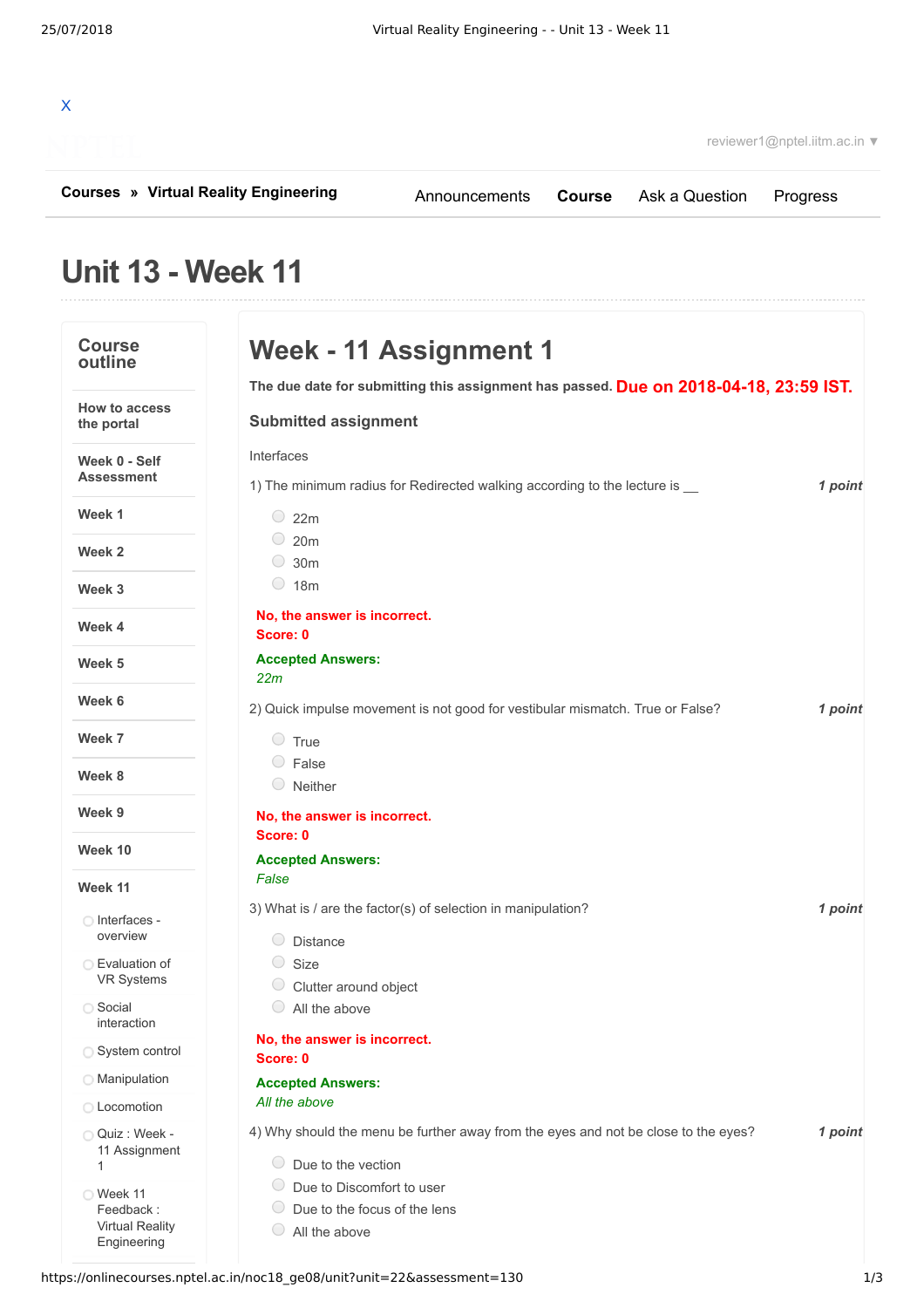X

reviewer1@nptel.iitm.ac.in ▼

**Courses » Virtual Reality Engineering**

Announcements **Course** Ask a Question Progress

# Unit 13 - Week 11

## Course outline

- How to access the portal
- Week 0 - Self Assessment
- Week 1
- Week 2
- Week 3
- Week 4
- Week 5
- Week 6
- Week 7
- Week 8
- Week 9
- Week 10
- Week 11
  - Interfaces - overview
  - Evaluation of VR Systems
  - Social interaction
  - System control
  - Manipulation
  - Locomotion
  - Quiz : Week - 11 Assignment 1
  - Week 11 Feedback : Virtual Reality Engineering

## Week - 11 Assignment 1

**The due date for submitting this assignment has passed.** **Due on 2018-04-18, 23:59 IST.**

### Submitted assignment

Interfaces

1) The minimum radius for Redirected walking according to the lecture is __ ***1 point***

- 22m
- 20m
- 30m
- 18m

**No, the answer is incorrect.**
**Score: 0**

**Accepted Answers:**
*22m*

2) Quick impulse movement is not good for vestibular mismatch. True or False? ***1 point***

- True
- False
- Neither

**No, the answer is incorrect.**
**Score: 0**

**Accepted Answers:**
*False*

3) What is / are the factor(s) of selection in manipulation? ***1 point***

- Distance
- Size
- Clutter around object
- All the above

**No, the answer is incorrect.**
**Score: 0**

**Accepted Answers:**
*All the above*

4) Why should the menu be further away from the eyes and not be close to the eyes? ***1 point***

- Due to the vection
- Due to Discomfort to user
- Due to the focus of the lens
- All the above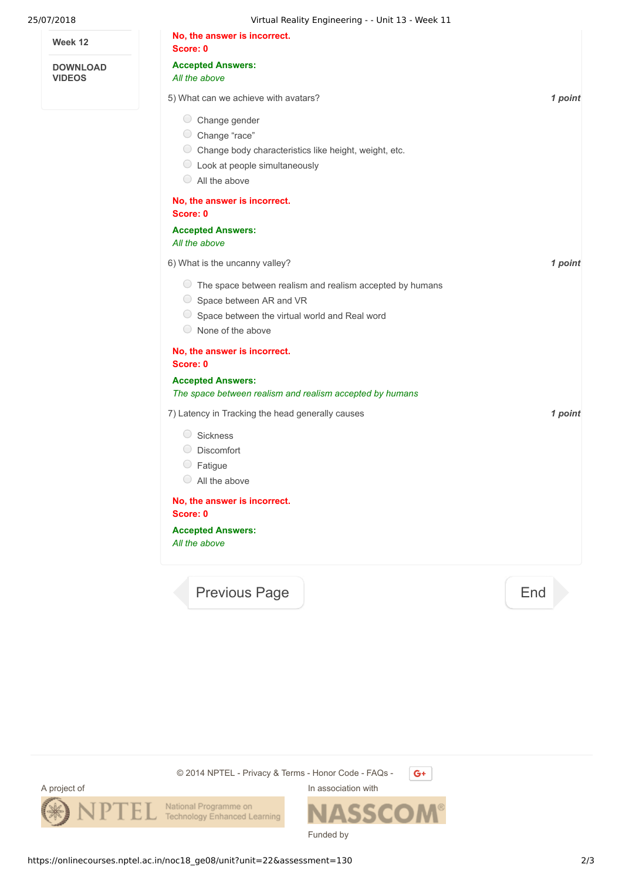Week 12

DOWNLOAD VIDEOS

**No, the answer is incorrect.**
**Score: 0**

**Accepted Answers:**
*All the above*

5) What can we achieve with avatars? *1 point*

- Change gender
- Change “race”
- Change body characteristics like height, weight, etc.
- Look at people simultaneously
- All the above

**No, the answer is incorrect.**
**Score: 0**

**Accepted Answers:**
*All the above*

6) What is the uncanny valley? *1 point*

- The space between realism and realism accepted by humans
- Space between AR and VR
- Space between the virtual world and Real word
- None of the above

**No, the answer is incorrect.**
**Score: 0**

**Accepted Answers:**
*The space between realism and realism accepted by humans*

7) Latency in Tracking the head generally causes *1 point*

- Sickness
- Discomfort
- Fatigue
- All the above

**No, the answer is incorrect.**
**Score: 0**

**Accepted Answers:**
*All the above*

Previous Page | End

© 2014 NPTEL - Privacy & Terms - Honor Code - FAQs -

A project of

NPTEL National Programme on Technology Enhanced Learning

In association with

NASSCOM

Funded by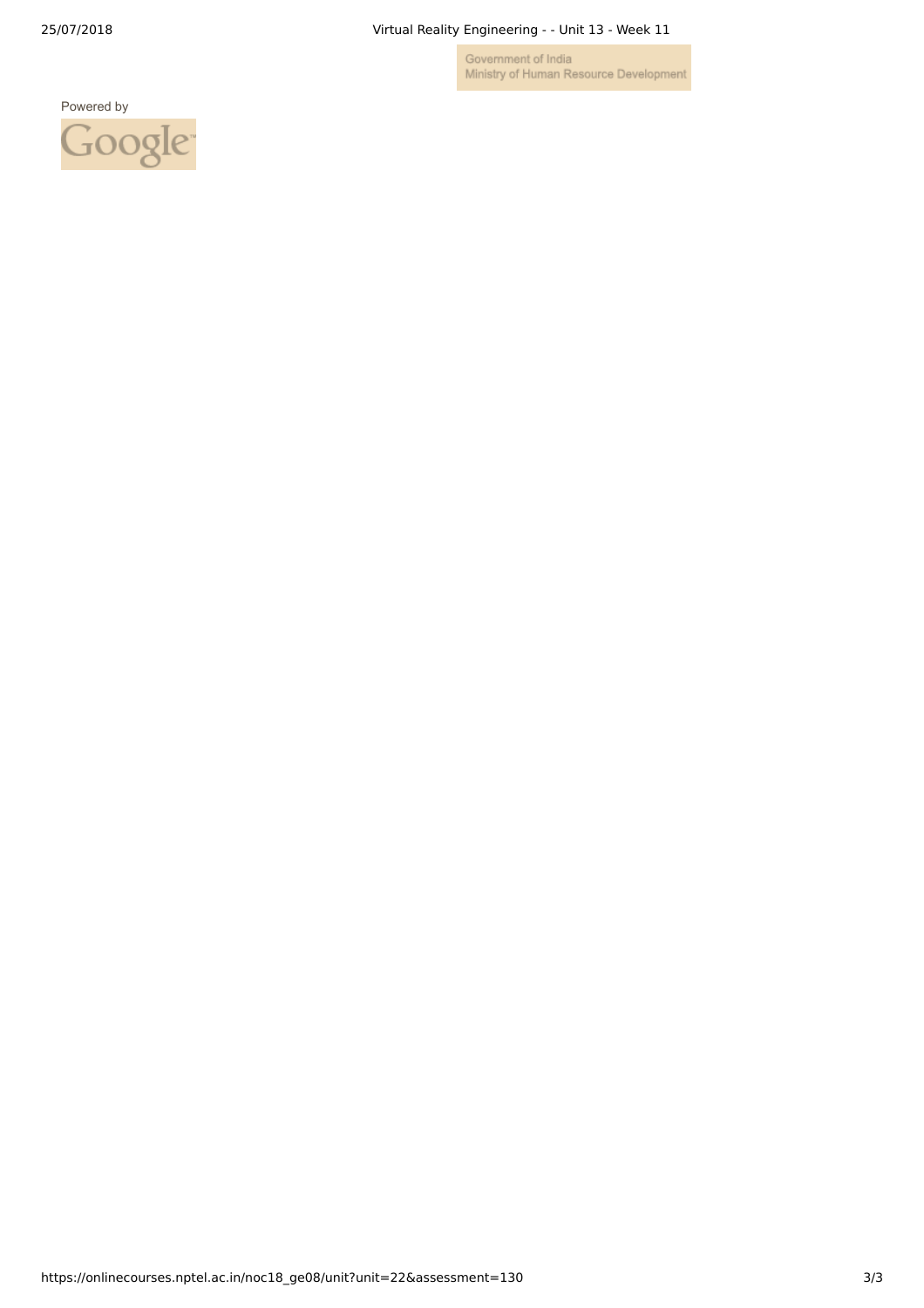Government of India
Ministry of Human Resource Development

Powered by

Google